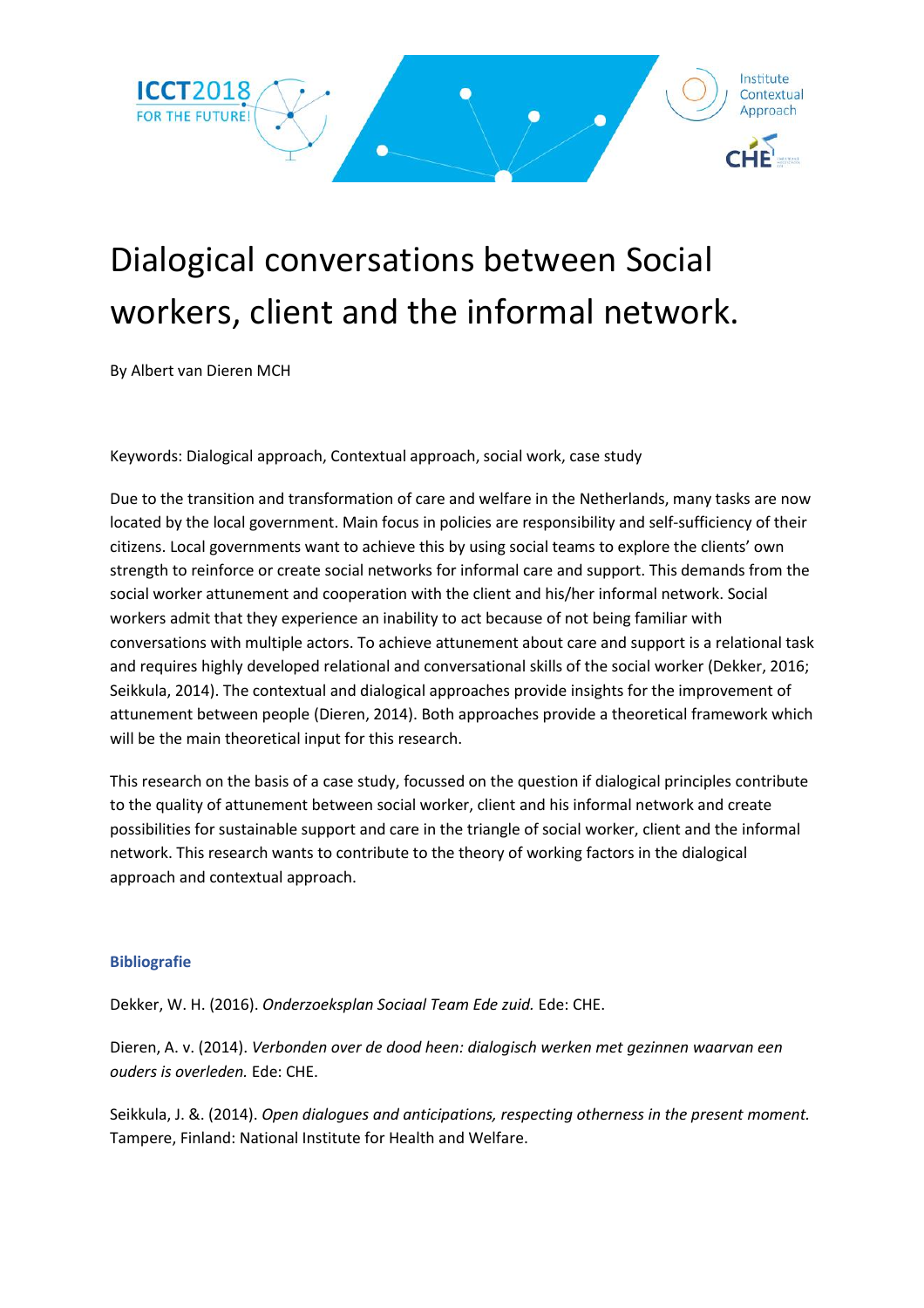# Dialogical conversations between Social workers, client and the informal network.

By Albert van Dieren MCH

Keywords: Dialogical approach, Contextual approach, social work, case study

Due to the transition and transformation of care and welfare in the Netherlands, many tasks are now located by the local government. Main focus in policies are responsibility and self-sufficiency of their citizens. Local governments want to achieve this by using social teams to explore the clients' own strength to reinforce or create social networks for informal care and support. This demands from the social worker attunement and cooperation with the client and his/her informal network. Social workers admit that they experience an inability to act because of not being familiar with conversations with multiple actors. To achieve attunement about care and support is a relational task and requires highly developed relational and conversational skills of the social worker (Dekker, 2016; Seikkula, 2014). The contextual and dialogical approaches provide insights for the improvement of attunement between people (Dieren, 2014). Both approaches provide a theoretical framework which will be the main theoretical input for this research.

This research on the basis of a case study, focussed on the question if dialogical principles contribute to the quality of attunement between social worker, client and his informal network and create possibilities for sustainable support and care in the triangle of social worker, client and the informal network. This research wants to contribute to the theory of working factors in the dialogical approach and contextual approach.

### Bibliografie

Dekker, W. H. (2016). *Onderzoeksplan Sociaal Team Ede zuid.* Ede: CHE.

Dieren, A. v. (2014). *Verbonden over de dood heen: dialogisch werken met gezinnen waarvan een ouders is overleden.* Ede: CHE.

Seikkula, J. &. (2014). *Open dialogues and anticipations, respecting otherness in the present moment.* Tampere, Finland: National Institute for Health and Welfare.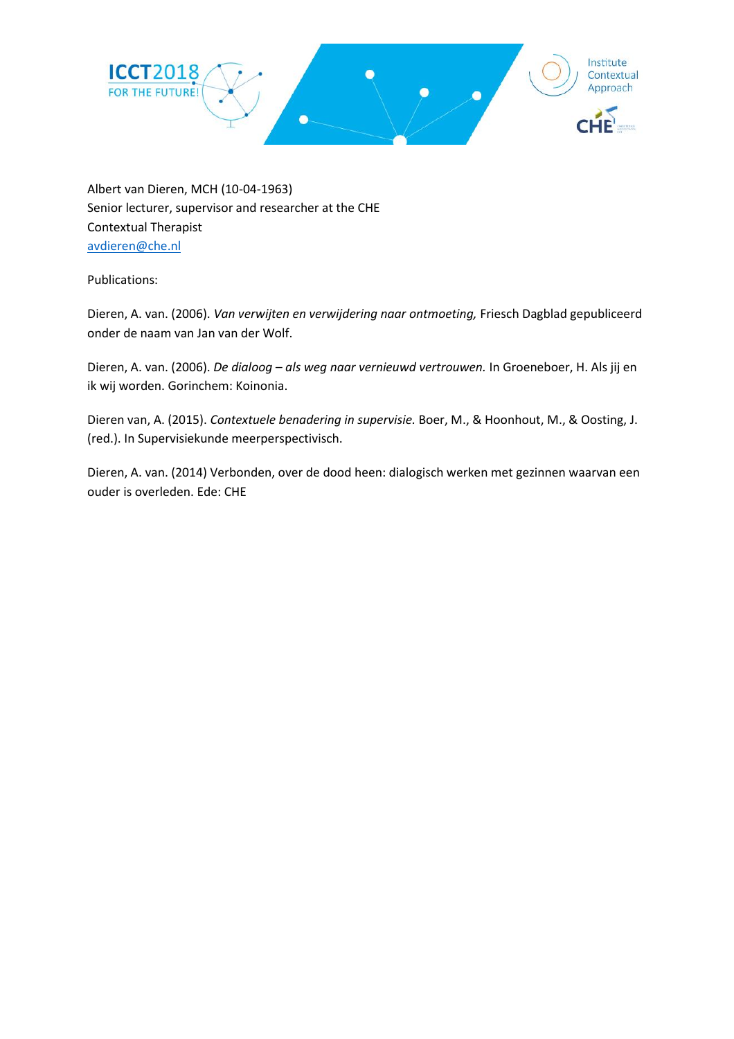Albert van Dieren, MCH (10-04-1963)
Senior lecturer, supervisor and researcher at the CHE
Contextual Therapist
avdieren@che.nl

Publications:

Dieren, A. van. (2006). *Van verwijten en verwijdering naar ontmoeting,* Friesch Dagblad gepubliceerd onder de naam van Jan van der Wolf.

Dieren, A. van. (2006). *De dialoog – als weg naar vernieuwd vertrouwen.* In Groeneboer, H. Als jij en ik wij worden. Gorinchem: Koinonia.

Dieren van, A. (2015). *Contextuele benadering in supervisie.* Boer, M., & Hoonhout, M., & Oosting, J. (red.). In Supervisiekunde meerperspectivisch.

Dieren, A. van. (2014) Verbonden, over de dood heen: dialogisch werken met gezinnen waarvan een ouder is overleden. Ede: CHE